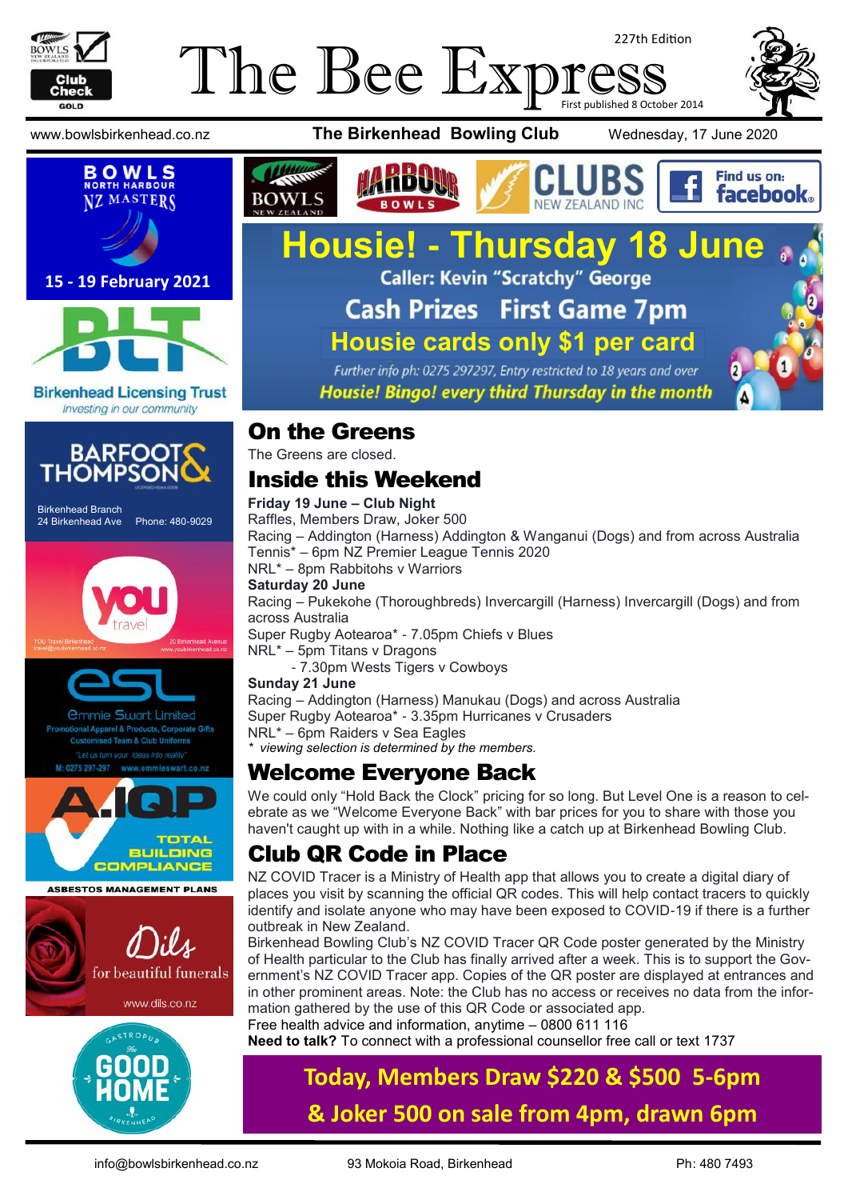# The Bee Express

227th Edition

First published 8 October 2014

www.bowlsbirkenhead.co.nz | **The Birkenhead Bowling Club** | Wednesday, 17 June 2020

**BOWLS NORTH HARBOUR NZ MASTERS**

**15 - 19 February 2021**

**Birkenhead Licensing Trust**
*Investing in our community*

**BARFOOT & THOMPSON**
Birkenhead Branch
24 Birkenhead Ave
Phone: 480-9029

**YOU travel**
YOU Travel Birkenhead
travel@youbirkenhead.co.nz
20 Birkenhead Avenue
www.youbirkenhead.co.nz

**esl**
Emmie Swart Limited
Promotional Apparel & Products, Corporate Gifts
Customised Team & Club Uniforms
"Let us turn your ideas into reality"
M: 0275 297-297 www.emmieswart.co.nz

**A.IQP**
TOTAL BUILDING COMPLIANCE
ASBESTOS MANAGEMENT PLANS

**Dils**
for beautiful funerals
www.dils.co.nz

**GASTROPUB The GOOD HOME BIRKENHEAD**

BOWLS NEW ZEALAND | HARBOUR BOWLS | CLUBS NEW ZEALAND INC | Find us on: facebook

## Housie! - Thursday 18 June

**Caller: Kevin "Scratchy" George**

**Cash Prizes First Game 7pm**

**Housie cards only $1 per card**

*Further info ph: 0275 297297, Entry restricted to 18 years and over*

***Housie! Bingo! every third Thursday in the month***

## On the Greens

The Greens are closed.

## Inside this Weekend

**Friday 19 June – Club Night**
Raffles, Members Draw, Joker 500
Racing – Addington (Harness) Addington & Wanganui (Dogs) and from across Australia
Tennis* – 6pm NZ Premier League Tennis 2020
NRL* – 8pm Rabbitohs v Warriors

**Saturday 20 June**
Racing – Pukekohe (Thoroughbreds) Invercargill (Harness) Invercargill (Dogs) and from across Australia
Super Rugby Aotearoa* - 7.05pm Chiefs v Blues
NRL* – 5pm Titans v Dragons
- 7.30pm Wests Tigers v Cowboys

**Sunday 21 June**
Racing – Addington (Harness) Manukau (Dogs) and across Australia
Super Rugby Aotearoa* - 3.35pm Hurricanes v Crusaders
NRL* – 6pm Raiders v Sea Eagles

*\* viewing selection is determined by the members.*

## Welcome Everyone Back

We could only "Hold Back the Clock" pricing for so long. But Level One is a reason to celebrate as we "Welcome Everyone Back" with bar prices for you to share with those you haven't caught up with in a while. Nothing like a catch up at Birkenhead Bowling Club.

## Club QR Code in Place

NZ COVID Tracer is a Ministry of Health app that allows you to create a digital diary of places you visit by scanning the official QR codes. This will help contact tracers to quickly identify and isolate anyone who may have been exposed to COVID-19 if there is a further outbreak in New Zealand.

Birkenhead Bowling Club's NZ COVID Tracer QR Code poster generated by the Ministry of Health particular to the Club has finally arrived after a week. This is to support the Government's NZ COVID Tracer app. Copies of the QR poster are displayed at entrances and in other prominent areas. Note: the Club has no access or receives no data from the information gathered by the use of this QR Code or associated app.

Free health advice and information, anytime – 0800 611 116

**Need to talk?** To connect with a professional counsellor free call or text 1737

**Today, Members Draw $220 & $500 5-6pm**
**& Joker 500 on sale from 4pm, drawn 6pm**

info@bowlsbirkenhead.co.nz | 93 Mokoia Road, Birkenhead | Ph: 480 7493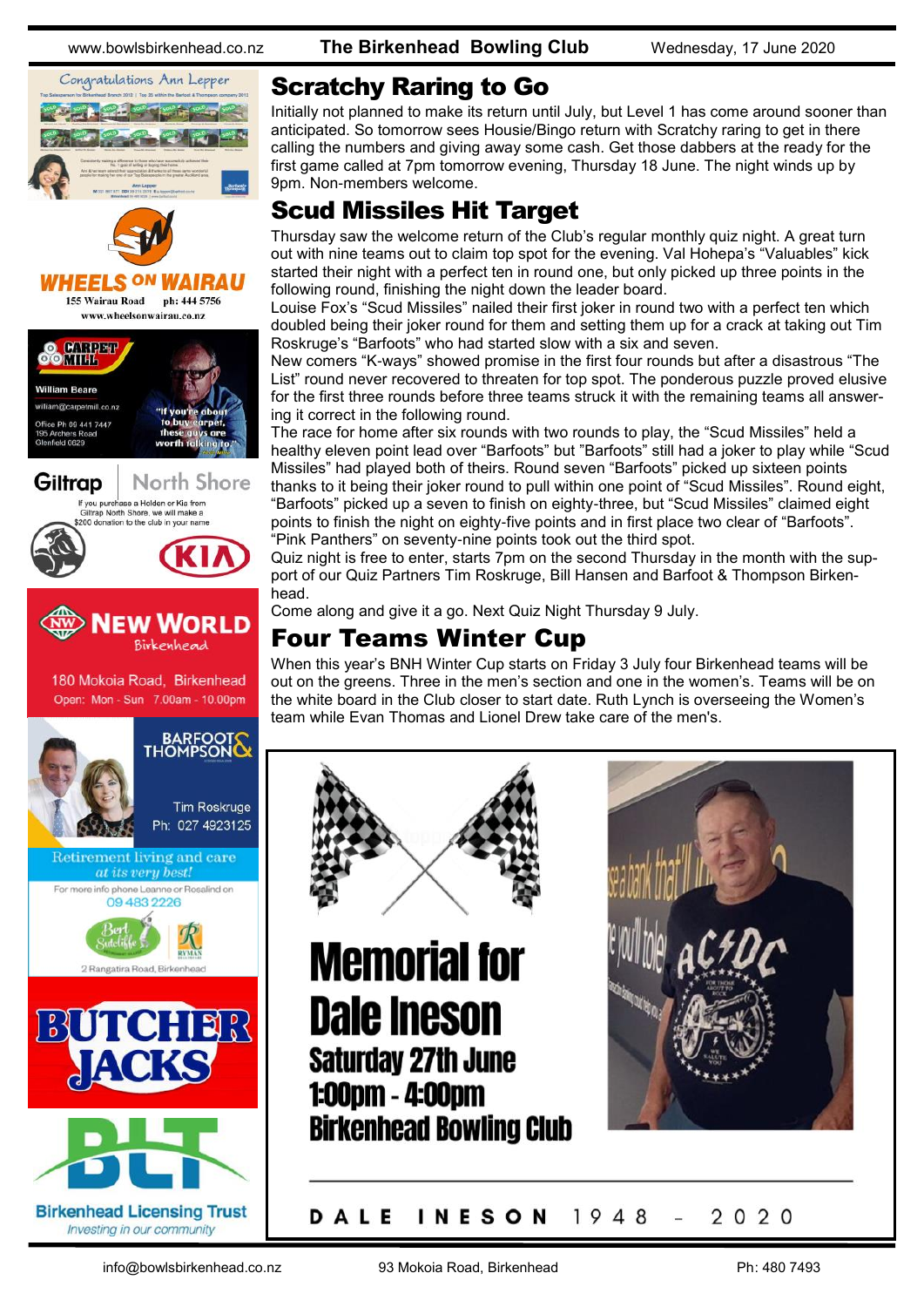# Scratchy Raring to Go

Initially not planned to make its return until July, but Level 1 has come around sooner than anticipated. So tomorrow sees Housie/Bingo return with Scratchy raring to get in there calling the numbers and giving away some cash. Get those dabbers at the ready for the first game called at 7pm tomorrow evening, Thursday 18 June. The night winds up by 9pm. Non-members welcome.

# Scud Missiles Hit Target

Thursday saw the welcome return of the Club's regular monthly quiz night. A great turn out with nine teams out to claim top spot for the evening. Val Hohepa's "Valuables" kick started their night with a perfect ten in round one, but only picked up three points in the following round, finishing the night down the leader board.

Louise Fox's "Scud Missiles" nailed their first joker in round two with a perfect ten which doubled being their joker round for them and setting them up for a crack at taking out Tim Roskruge's "Barfoots" who had started slow with a six and seven.

New comers "K-ways" showed promise in the first four rounds but after a disastrous "The List" round never recovered to threaten for top spot. The ponderous puzzle proved elusive for the first three rounds before three teams struck it with the remaining teams all answering it correct in the following round.

The race for home after six rounds with two rounds to play, the "Scud Missiles" held a healthy eleven point lead over "Barfoots" but "Barfoots" still had a joker to play while "Scud Missiles" had played both of theirs. Round seven "Barfoots" picked up sixteen points thanks to it being their joker round to pull within one point of "Scud Missiles". Round eight, "Barfoots" picked up a seven to finish on eighty-three, but "Scud Missiles" claimed eight points to finish the night on eighty-five points and in first place two clear of "Barfoots". "Pink Panthers" on seventy-nine points took out the third spot.

Quiz night is free to enter, starts 7pm on the second Thursday in the month with the support of our Quiz Partners Tim Roskruge, Bill Hansen and Barfoot & Thompson Birkenhead.

Come along and give it a go. Next Quiz Night Thursday 9 July.

# Four Teams Winter Cup

When this year's BNH Winter Cup starts on Friday 3 July four Birkenhead teams will be out on the greens. Three in the men's section and one in the women's. Teams will be on the white board in the Club closer to start date. Ruth Lynch is overseeing the Women's team while Evan Thomas and Lionel Drew take care of the men's.

**Memorial for Dale Ineson**
**Saturday 27th June**
**1:00pm - 4:00pm**
**Birkenhead Bowling Club**

DALE INESON 1948 – 2020

Congratulations Ann Lepper

WHEELS ON WAIRAU
155 Wairau Road ph: 444 5756
www.wheelsonwairau.co.nz

CARPET MILL
William Beare
william@carpetmill.co.nz
Office Ph 09 441 7447
195 Archers Road
Glenfield 0629
"If you're about to buy carpet, these guys are worth talking to."

Giltrap North Shore
If you purchase a Holden or Kia from Giltrap North Shore, we will make a $200 donation to the club in your name

NEW WORLD Birkenhead
180 Mokoia Road, Birkenhead
Open: Mon - Sun 7.00am - 10.00pm

BARFOOT & THOMPSON
Tim Roskruge
Ph: 027 4923125

Retirement living and care at its very best!
For more info phone Leanne or Rosalind on 09 483 2226
Bert Sutcliffe
RYMAN
2 Rangatira Road, Birkenhead

BUTCHER JACKS

BLT
Birkenhead Licensing Trust
Investing in our community

info@bowlsbirkenhead.co.nz 93 Mokoia Road, Birkenhead Ph: 480 7493